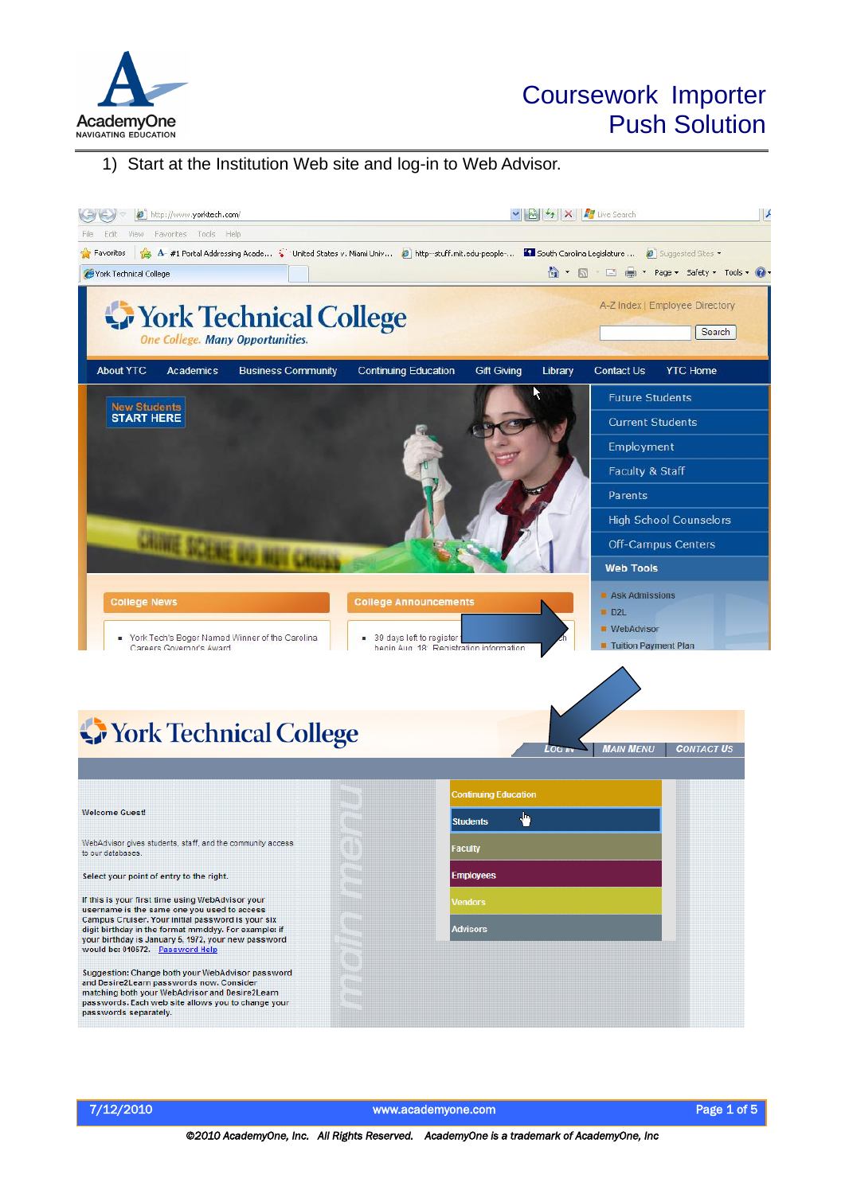# Coursework Importer Push Solution

1) Start at the Institution Web site and log-in to Web Advisor.

http://www.yorktech.com/

# York Technical College

*One College. Many Opportunities.*

A-Z Index | Employee Directory

Search

About YTC | Academics | Business Community | Continuing Education | Gift Giving | Library | Contact Us | YTC Home

New Students START HERE

- Future Students
- Current Students
- Employment
- Faculty & Staff
- Parents
- High School Counselors
- Off-Campus Centers

**Web Tools**

- Ask Admissions
- D2L
- WebAdvisor
- Tuition Payment Plan

**College News**

- York Tech's Roger Named Winner of the Carolina Careers Governor's Award

**College Announcements**

- 30 days left to register ... begin Aug. 18. Registration information

# York Technical College

LOG IN | MAIN MENU | CONTACT US

Welcome Guest!

WebAdvisor gives students, staff, and the community access to our databases.

Select your point of entry to the right.

If this is your first time using WebAdvisor your username is the same one you used to access Campus Cruiser. Your initial password is your six digit birthday in the format mmddyy. For example: if your birthday is January 5, 1972, your new password would be: 010572. Password Help

Suggestion: Change both your WebAdvisor password and Desire2Learn passwords now. Consider matching both your WebAdvisor and Desire2Learn passwords. Each web site allows you to change your passwords separately.

main menu

- Continuing Education
- Students
- Faculty
- Employees
- Vendors
- Advisors

©2010 AcademyOne, Inc. All Rights Reserved. AcademyOne is a trademark of AcademyOne, Inc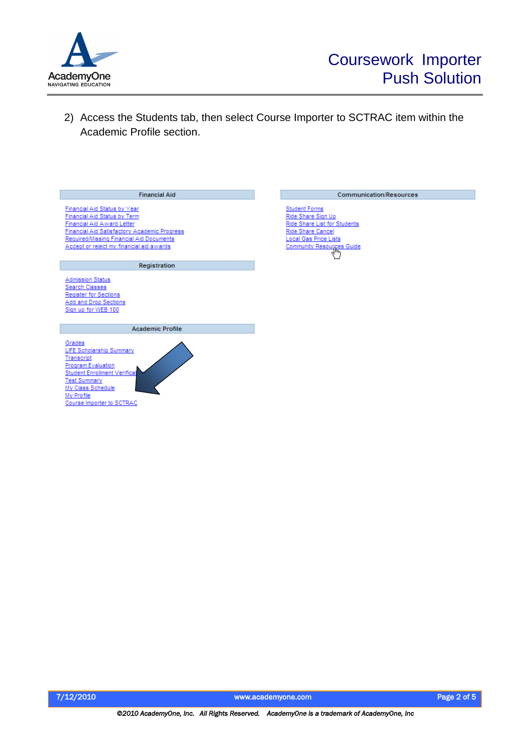2) Access the Students tab, then select Course Importer to SCTRAC item within the Academic Profile section.

**Financial Aid**

- Financial Aid Status by Year
- Financial Aid Status by Term
- Financial Aid Award Letter
- Financial Aid Satisfactory Academic Progress
- Required/Missing Financial Aid Documents
- Accept or reject my financial aid awards

**Registration**

- Admission Status
- Search Classes
- Register for Sections
- Add and Drop Sections
- Sign up for WEB 100

**Academic Profile**

- Grades
- LIFE Scholarship Summary
- Transcript
- Program Evaluation
- Student Enrollment Verificat
- Test Summary
- My Class Schedule
- My Profile
- Course Importer to SCTRAC

**Communication/Resources**

- Student Forms
- Ride Share Sign Up
- Ride Share List for Students
- Ride Share Cancel
- Local Gas Price Lists
- Community Resources Guide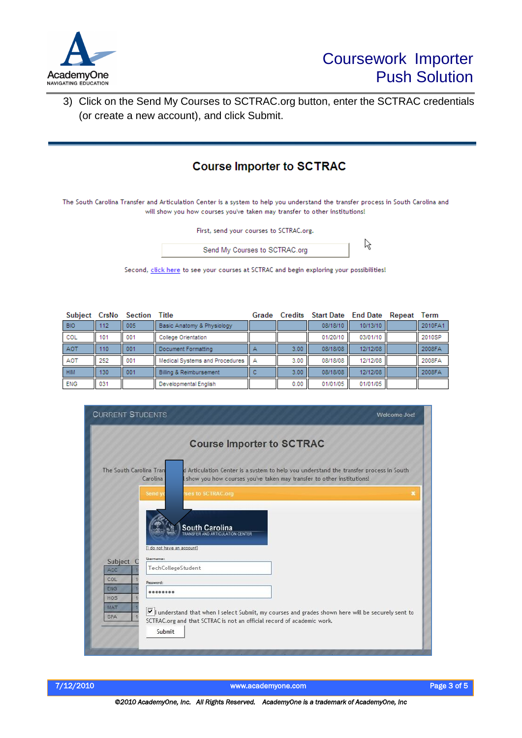3) Click on the Send My Courses to SCTRAC.org button, enter the SCTRAC credentials (or create a new account), and click Submit.

## Course Importer to SCTRAC

The South Carolina Transfer and Articulation Center is a system to help you understand the transfer process in South Carolina and will show you how courses you've taken may transfer to other institutions!

First, send your courses to SCTRAC.org.

Send My Courses to SCTRAC.org

Second, click here to see your courses at SCTRAC and begin exploring your possibilities!

| Subject | CrsNo | Section | Title | Grade | Credits | Start Date | End Date | Repeat | Term |
|---|---|---|---|---|---|---|---|---|---|
| BIO | 112 | 005 | Basic Anatomy & Physiology | | | 08/18/10 | 10/13/10 | | 2010FA1 |
| COL | 101 | 001 | College Orientation | | | 01/20/10 | 03/01/10 | | 2010SP |
| AOT | 110 | 001 | Document Formatting | A | 3.00 | 08/18/08 | 12/12/08 | | 2008FA |
| AOT | 252 | 001 | Medical Systems and Procedures | A | 3.00 | 08/18/08 | 12/12/08 | | 2008FA |
| HIM | 130 | 001 | Billing & Reimbursement | C | 3.00 | 08/18/08 | 12/12/08 | | 2008FA |
| ENG | 031 | | Developmental English | | 0.00 | 01/01/05 | 01/01/05 | | |

CURRENT STUDENTS — Welcome Joe!

## Course Importer to SCTRAC

The South Carolina Transfer and Articulation Center is a system to help you understand the transfer process in South Carolina and will show you how courses you've taken may transfer to other institutions!

Send your courses to SCTRAC.org

South Carolina TRANSFER AND ARTICULATION CENTER

[I do not have an account]

Username: TechCollegeStudent

Password: ••••••••

☑ I understand that when I select Submit, my courses and grades shown here will be securely sent to SCTRAC.org and that SCTRAC is not an official record of academic work.

Submit

7/12/2010 www.academyone.com

©2010 AcademyOne, Inc. All Rights Reserved. AcademyOne is a trademark of AcademyOne, Inc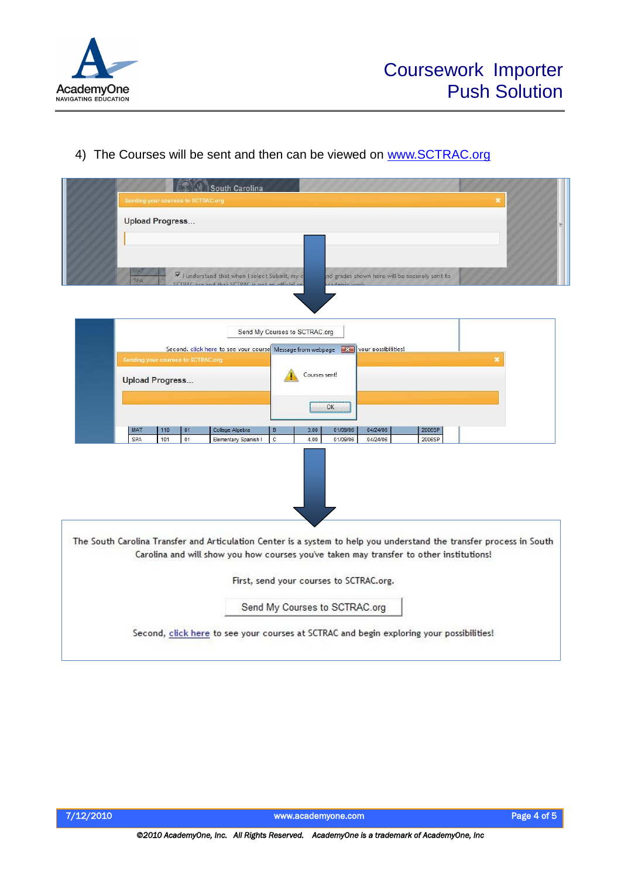4) The Courses will be sent and then can be viewed on [www.SCTRAC.org](http://www.SCTRAC.org)

The South Carolina Transfer and Articulation Center is a system to help you understand the transfer process in South Carolina and will show you how courses you've taken may transfer to other institutions!

First, send your courses to SCTRAC.org.

Send My Courses to SCTRAC.org

Second, click here to see your courses at SCTRAC and begin exploring your possibilities!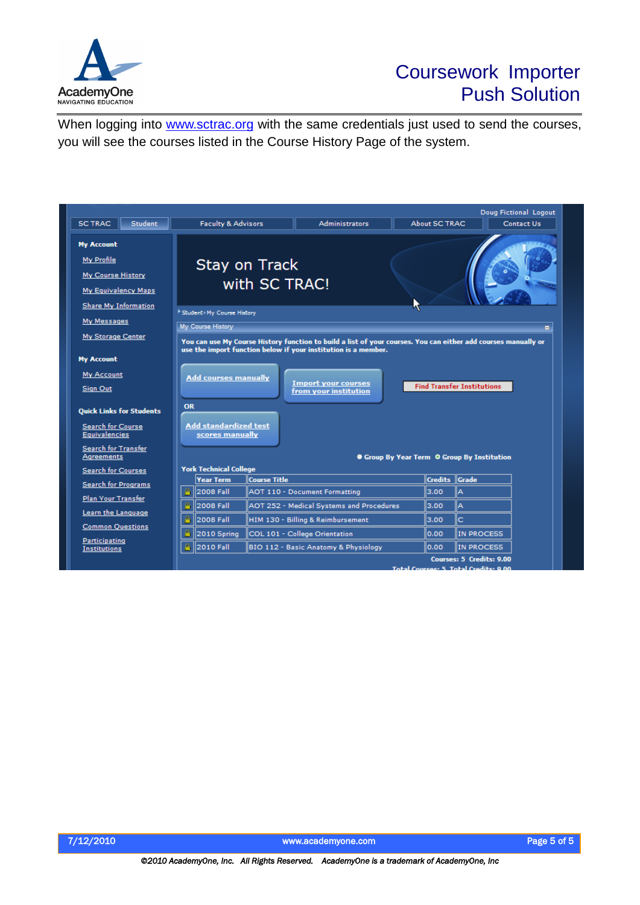When logging into www.sctrac.org with the same credentials just used to send the courses, you will see the courses listed in the Course History Page of the system.

Doug Fictional Logout

SC TRAC | Student | Faculty & Advisors | Administrators | About SC TRAC | Contact Us

**My Account**

- My Profile
- My Course History
- My Equivalency Maps
- Share My Information
- My Messages
- My Storage Center

**My Account**

- My Account
- Sign Out

**Quick Links for Students**

- Search for Course Equivalencies
- Search for Transfer Agreements
- Search for Courses
- Search for Programs
- Plan Your Transfer
- Learn the Language
- Common Questions
- Participating Institutions

Stay on Track with SC TRAC!

Student › My Course History

My Course History

**You can use My Course History function to build a list of your courses. You can either add courses manually or use the import function below if your institution is a member.**

Add courses manually | Import your courses from your institution | Find Transfer Institutions

OR

Add standardized test scores manually

Group By Year Term | Group By Institution

**York Technical College**

| | Year Term | Course Title | Credits | Grade |
|---|---|---|---|---|
| | 2008 Fall | AOT 110 - Document Formatting | 3.00 | A |
| | 2008 Fall | AOT 252 - Medical Systems and Procedures | 3.00 | A |
| | 2008 Fall | HIM 130 - Billing & Reimbursement | 3.00 | C |
| | 2010 Spring | COL 101 - College Orientation | 0.00 | IN PROCESS |
| | 2010 Fall | BIO 112 - Basic Anatomy & Physiology | 0.00 | IN PROCESS |

**Courses: 5 Credits: 9.00**

**Total Courses: 5 Total Credits: 9.00**